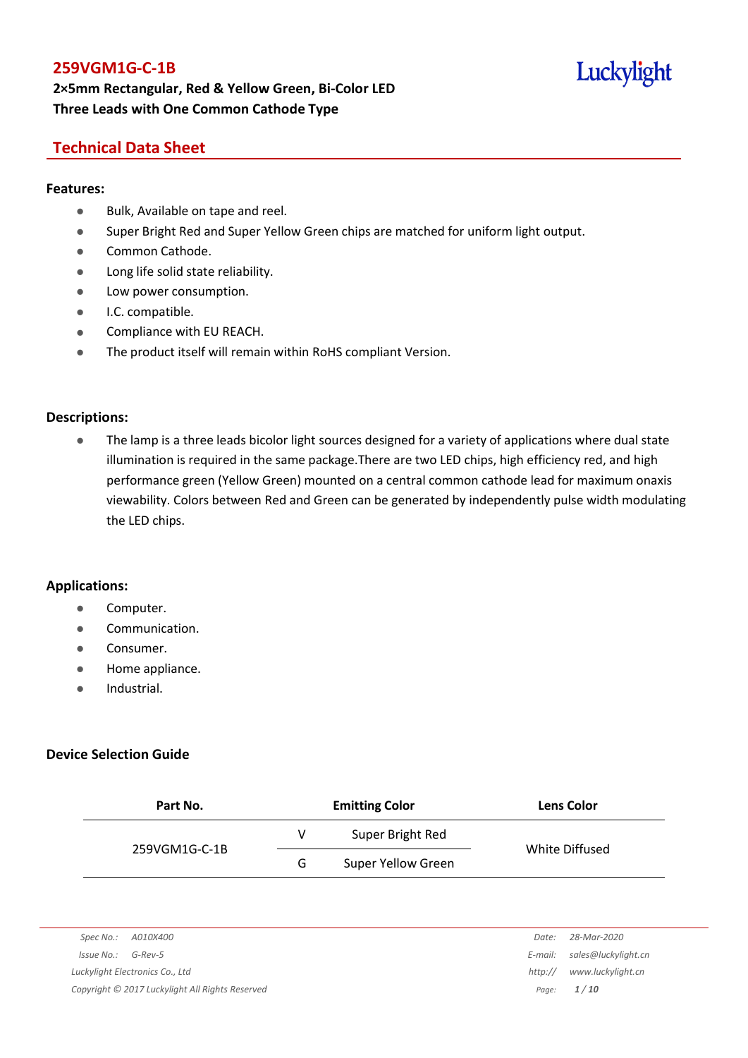# 259VGM1G-C-1B

**2×5mm Rectangular, Red & Yellow Green, Bi-Color LED**
**Three Leads with One Common Cathode Type**

Luckylight

## Technical Data Sheet

### Features:

- Bulk, Available on tape and reel.
- Super Bright Red and Super Yellow Green chips are matched for uniform light output.
- Common Cathode.
- Long life solid state reliability.
- Low power consumption.
- I.C. compatible.
- Compliance with EU REACH.
- The product itself will remain within RoHS compliant Version.

### Descriptions:

- The lamp is a three leads bicolor light sources designed for a variety of applications where dual state illumination is required in the same package.There are two LED chips, high efficiency red, and high performance green (Yellow Green) mounted on a central common cathode lead for maximum onaxis viewability. Colors between Red and Green can be generated by independently pulse width modulating the LED chips.

### Applications:

- Computer.
- Communication.
- Consumer.
- Home appliance.
- Industrial.

### Device Selection Guide

| Part No. | Emitting Color | | Lens Color |
|---|---|---|---|
| 259VGM1G-C-1B | V | Super Bright Red | White Diffused |
| | G | Super Yellow Green | |

*Spec No.: A010X400*
*Issue No.: G-Rev-5*
*Luckylight Electronics Co., Ltd*
*Copyright © 2017 Luckylight All Rights Reserved*
*Date: 28-Mar-2020*
*E-mail: sales@luckylight.cn*
*http:// www.luckylight.cn*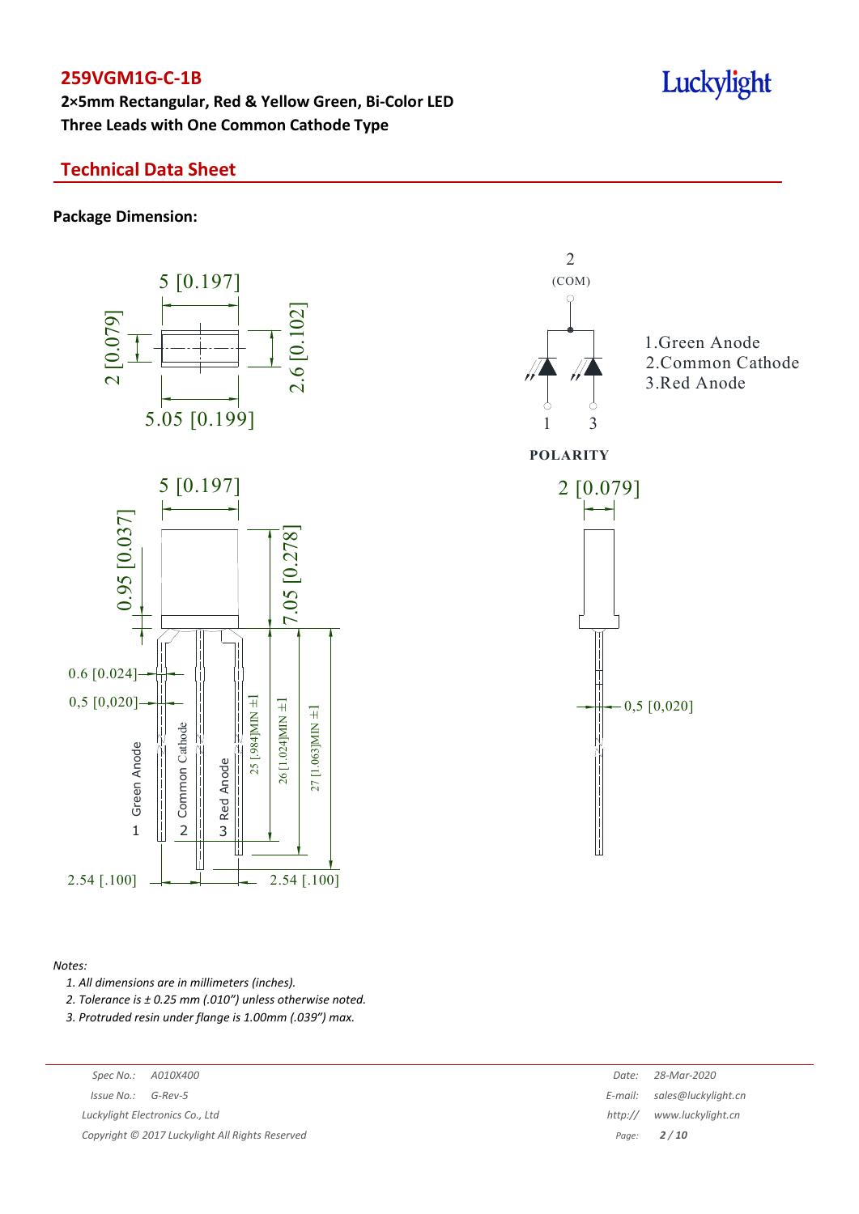## 259VGM1G-C-1B

**2×5mm Rectangular, Red & Yellow Green, Bi-Color LED**
**Three Leads with One Common Cathode Type**

## Technical Data Sheet

**Package Dimension:**

POLARITY

1.Green Anode
2.Common Cathode
3.Red Anode

*Notes:*

1. *All dimensions are in millimeters (inches).*
2. *Tolerance is ± 0.25 mm (.010″) unless otherwise noted.*
3. *Protruded resin under flange is 1.00mm (.039″) max.*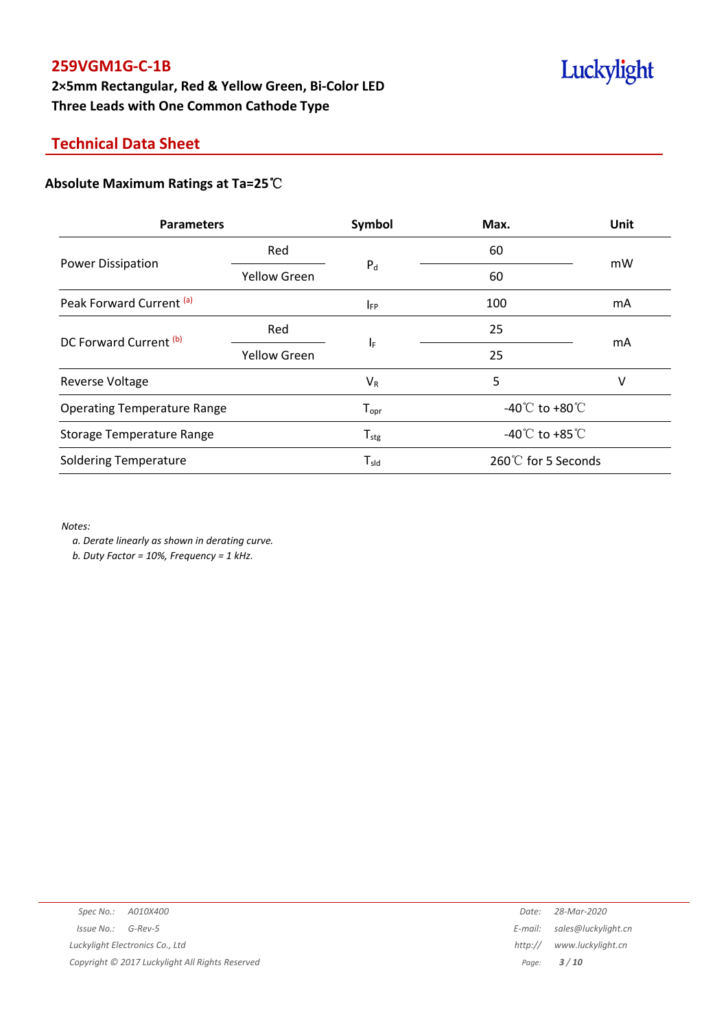## 259VGM1G-C-1B

**2×5mm Rectangular, Red & Yellow Green, Bi-Color LED**
**Three Leads with One Common Cathode Type**

## Technical Data Sheet

### Absolute Maximum Ratings at Ta=25℃

| Parameters | | Symbol | Max. | Unit |
|---|---|---|---|---|
| Power Dissipation | Red | $P_d$ | 60 | mW |
| | Yellow Green | | 60 | |
| Peak Forward Current [a] | | $I_{FP}$ | 100 | mA |
| DC Forward Current [b] | Red | $I_F$ | 25 | mA |
| | Yellow Green | | 25 | |
| Reverse Voltage | | $V_R$ | 5 | V |
| Operating Temperature Range | | $T_{opr}$ | -40℃ to +80℃ | |
| Storage Temperature Range | | $T_{stg}$ | -40℃ to +85℃ | |
| Soldering Temperature | | $T_{sld}$ | 260℃ for 5 Seconds | |

*Notes:*

*a. Derate linearly as shown in derating curve.*

*b. Duty Factor = 10%, Frequency = 1 kHz.*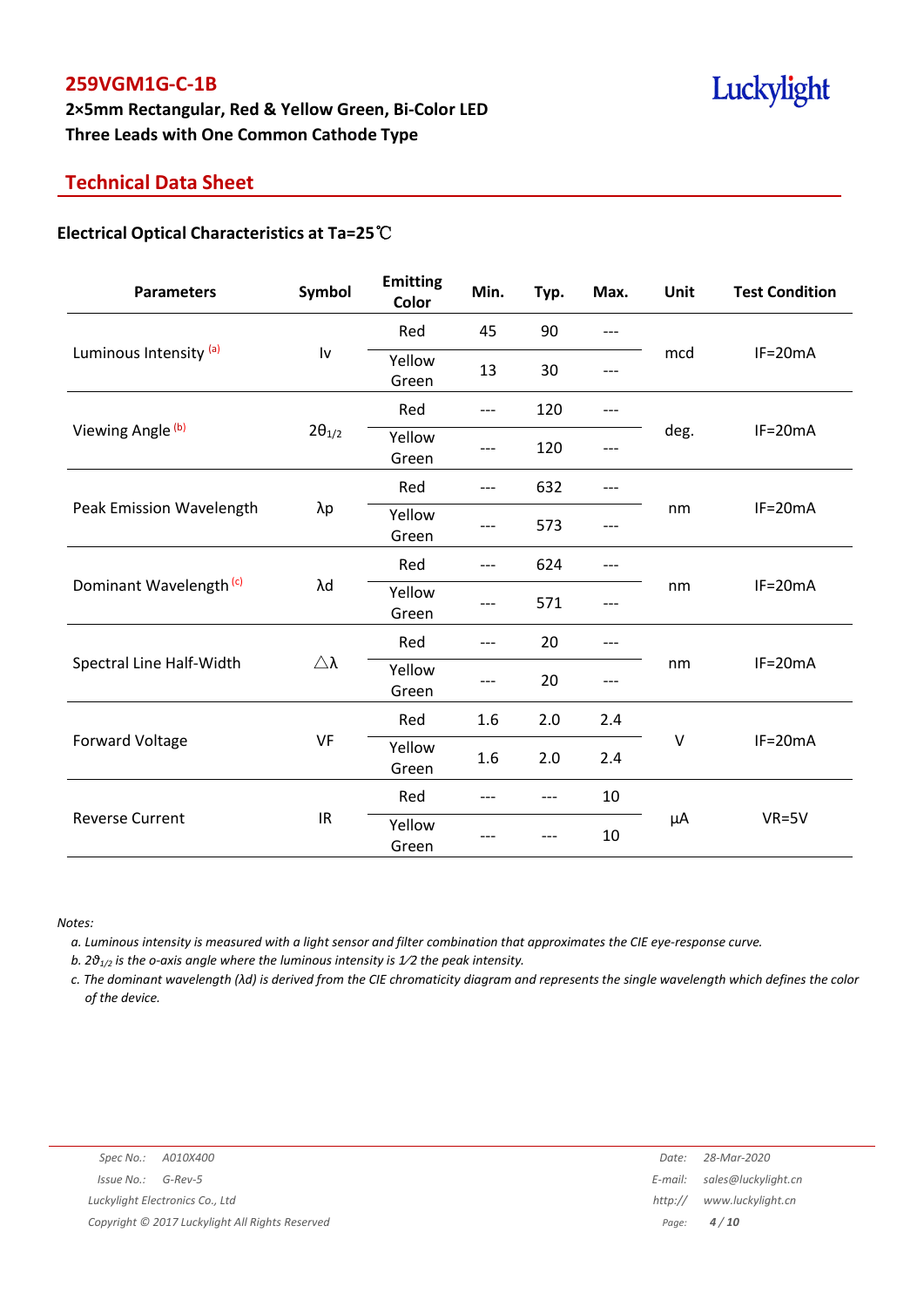# 259VGM1G-C-1B

**2×5mm Rectangular, Red & Yellow Green, Bi-Color LED**
**Three Leads with One Common Cathode Type**

## Technical Data Sheet

### Electrical Optical Characteristics at Ta=25℃

| Parameters | Symbol | Emitting Color | Min. | Typ. | Max. | Unit | Test Condition |
|---|---|---|---|---|---|---|---|
| Luminous Intensity [a] | Iv | Red | 45 | 90 | --- | mcd | IF=20mA |
| | | Yellow Green | 13 | 30 | --- | | |
| Viewing Angle [b] | $2\theta_{1/2}$ | Red | --- | 120 | --- | deg. | IF=20mA |
| | | Yellow Green | --- | 120 | --- | | |
| Peak Emission Wavelength | λp | Red | --- | 632 | --- | nm | IF=20mA |
| | | Yellow Green | --- | 573 | --- | | |
| Dominant Wavelength [c] | λd | Red | --- | 624 | --- | nm | IF=20mA |
| | | Yellow Green | --- | 571 | --- | | |
| Spectral Line Half-Width | △λ | Red | --- | 20 | --- | nm | IF=20mA |
| | | Yellow Green | --- | 20 | --- | | |
| Forward Voltage | VF | Red | 1.6 | 2.0 | 2.4 | V | IF=20mA |
| | | Yellow Green | 1.6 | 2.0 | 2.4 | | |
| Reverse Current | IR | Red | --- | --- | 10 | μA | VR=5V |
| | | Yellow Green | --- | --- | 10 | | |

*Notes:*

*a. Luminous intensity is measured with a light sensor and filter combination that approximates the CIE eye-response curve.*

*b. $2\vartheta_{1/2}$ is the o-axis angle where the luminous intensity is 1⁄2 the peak intensity.*

*c. The dominant wavelength (λd) is derived from the CIE chromaticity diagram and represents the single wavelength which defines the color of the device.*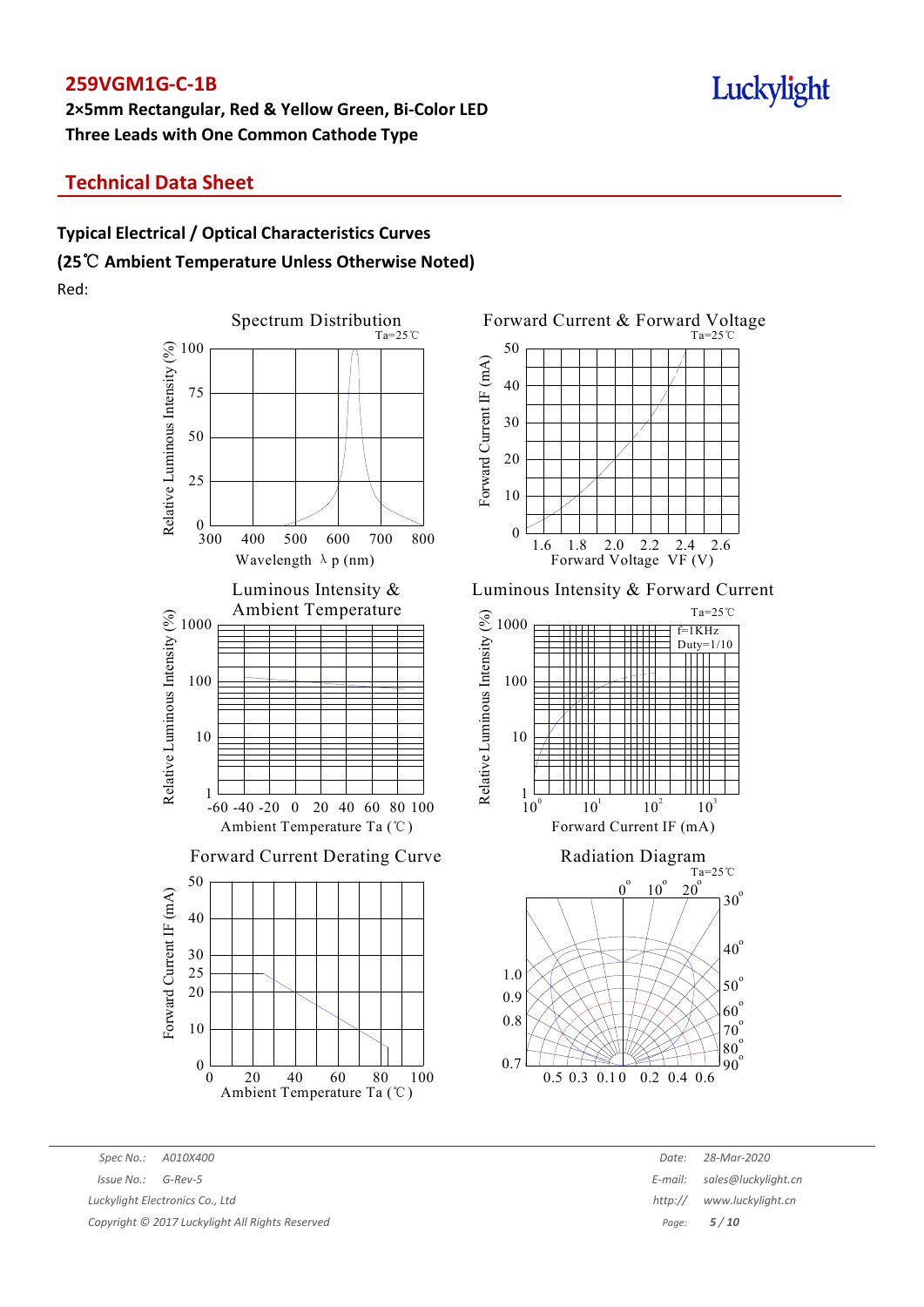**259VGM1G-C-1B**

**2×5mm Rectangular, Red & Yellow Green, Bi-Color LED**

**Three Leads with One Common Cathode Type**

## Technical Data Sheet

### Typical Electrical / Optical Characteristics Curves

### (25℃ Ambient Temperature Unless Otherwise Noted)

Red:

Spectrum Distribution
Ta=25℃
Relative Luminous Intensity (%): 0, 25, 50, 75, 100
Wavelength λ p (nm): 300, 400, 500, 600, 700, 800

Forward Current & Forward Voltage
Ta=25℃
Forward Current IF (mA): 0, 10, 20, 30, 40, 50
Forward Voltage VF (V): 1.6, 1.8, 2.0, 2.2, 2.4, 2.6

Luminous Intensity & Ambient Temperature
Relative Luminous Intensity (%): 1, 10, 100, 1000
Ambient Temperature Ta (℃): -60, -40, -20, 0, 20, 40, 60, 80, 100

Luminous Intensity & Forward Current
Ta=25℃
f=1KHz
Duty=1/10
Relative Luminous Intensity (%): 1, 10, 100, 1000
Forward Current IF (mA): $10^0$, $10^1$, $10^2$, $10^3$

Forward Current Derating Curve
Forward Current IF (mA): 0, 10, 20, 25, 30, 40, 50
Ambient Temperature Ta (℃): 0, 20, 40, 60, 80, 100

Radiation Diagram
Ta=25℃
0°, 10°, 20°, 30°, 40°, 50°, 60°, 70°, 80°, 90°
1.0, 0.9, 0.8, 0.7
0.5, 0.3, 0.1, 0, 0.2, 0.4, 0.6

Spec No.: A010X400
Issue No.: G-Rev-5
Luckylight Electronics Co., Ltd
Copyright © 2017 Luckylight All Rights Reserved

Date: 28-Mar-2020
E-mail: sales@luckylight.cn
http:// www.luckylight.cn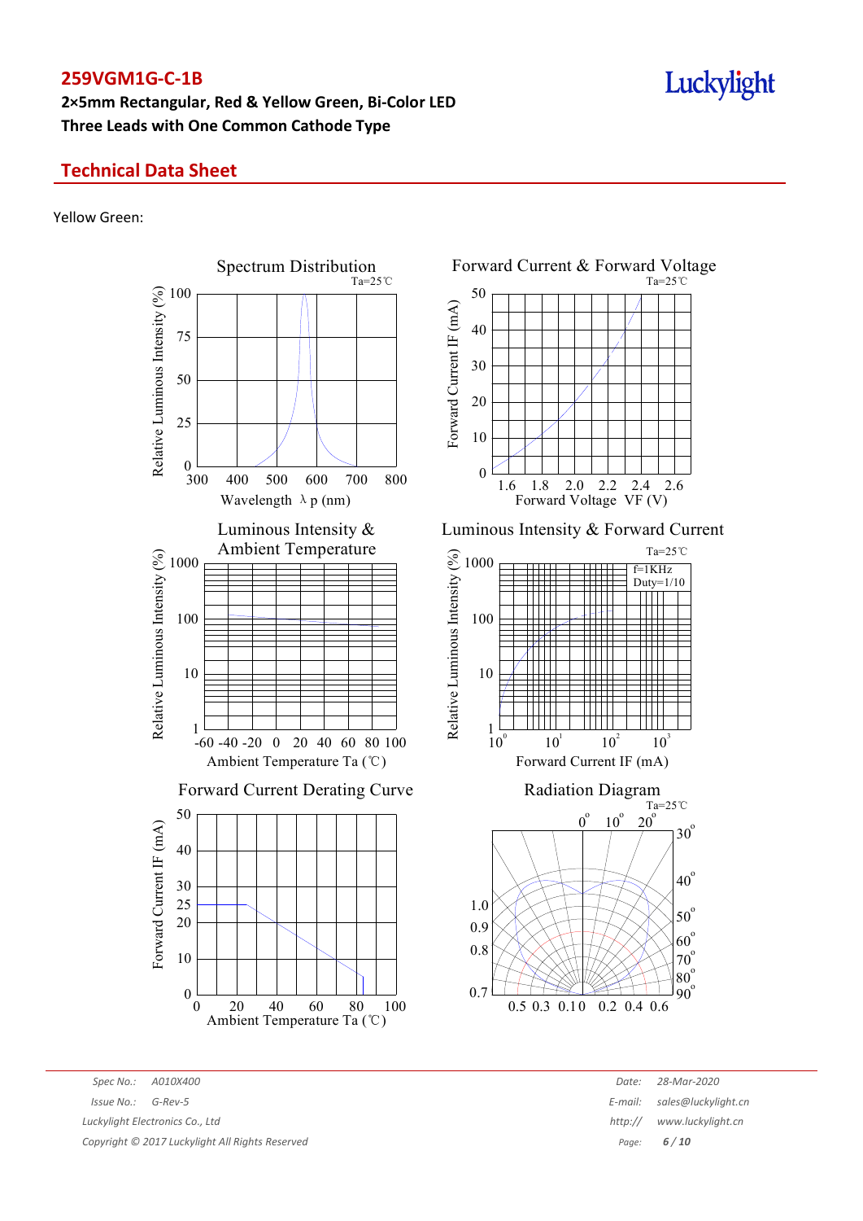# 259VGM1G-C-1B

**2×5mm Rectangular, Red & Yellow Green, Bi-Color LED**
**Three Leads with One Common Cathode Type**

## Technical Data Sheet

Yellow Green:

Spectrum Distribution
Ta=25℃
Relative Luminous Intensity (%)
100
75
50
25
0
300 400 500 600 700 800
Wavelength λp (nm)

Forward Current & Forward Voltage
Ta=25℃
Forward Current IF (mA)
50
40
30
20
10
0
1.6 1.8 2.0 2.2 2.4 2.6
Forward Voltage VF (V)

Luminous Intensity & Ambient Temperature
Relative Luminous Intensity (%)
1000
100
10
1
-60 -40 -20 0 20 40 60 80 100
Ambient Temperature Ta (℃)

Luminous Intensity & Forward Current
Ta=25℃
f=1KHz
Duty=1/10
Relative Luminous Intensity (%)
1000
100
10
1
$10^0$ $10^1$ $10^2$ $10^3$
Forward Current IF (mA)

Forward Current Derating Curve
Forward Current IF (mA)
50
40
30
25
20
10
0
0 20 40 60 80 100
Ambient Temperature Ta (℃)

Radiation Diagram
Ta=25℃
0° 10° 20° 30° 40° 50° 60° 70° 80° 90°
1.0
0.9
0.8
0.7
0.5 0.3 0.1 0 0.2 0.4 0.6

*Spec No.: A010X400*
*Issue No.: G-Rev-5*
*Luckylight Electronics Co., Ltd*
*Copyright © 2017 Luckylight All Rights Reserved*
*Date: 28-Mar-2020*
*E-mail: sales@luckylight.cn*
*http:// www.luckylight.cn*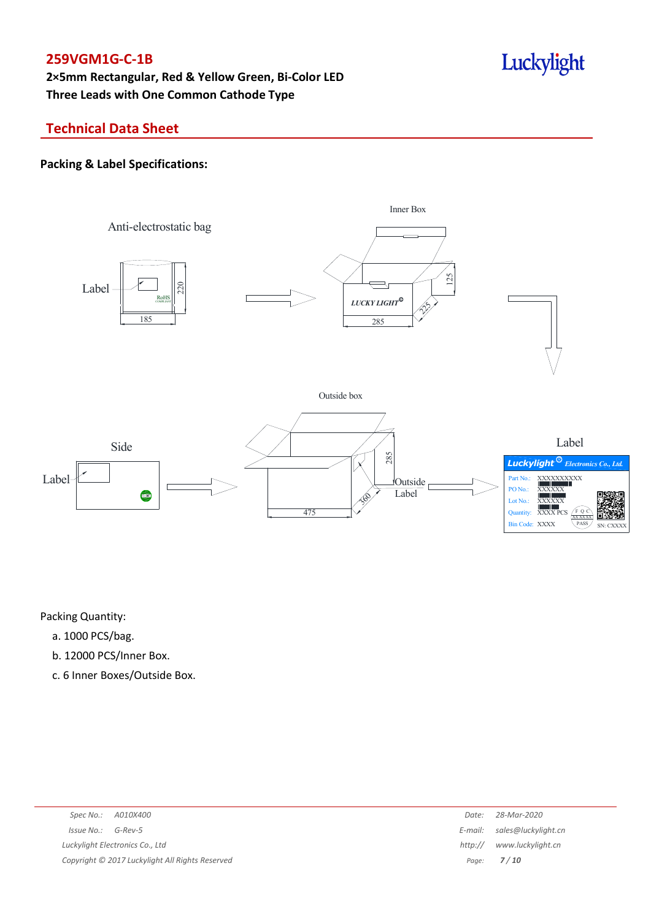## Technical Data Sheet

### Packing & Label Specifications:

Anti-electrostatic bag

Label

185

220

Inner Box

LUCKY LIGHT

285

225

125

Outside box

475

360

285

Side

Label

Outside Label

Label

Luckylight Electronics Co., Ltd.

Part No.: XXXXXXXXXX

PO No.: XXXXXX

Lot No.: XXXXXX

Quantity: XXXX PCS

Bin Code: XXXX

SN: CXXXX

Packing Quantity:

a. 1000 PCS/bag.

b. 12000 PCS/Inner Box.

c. 6 Inner Boxes/Outside Box.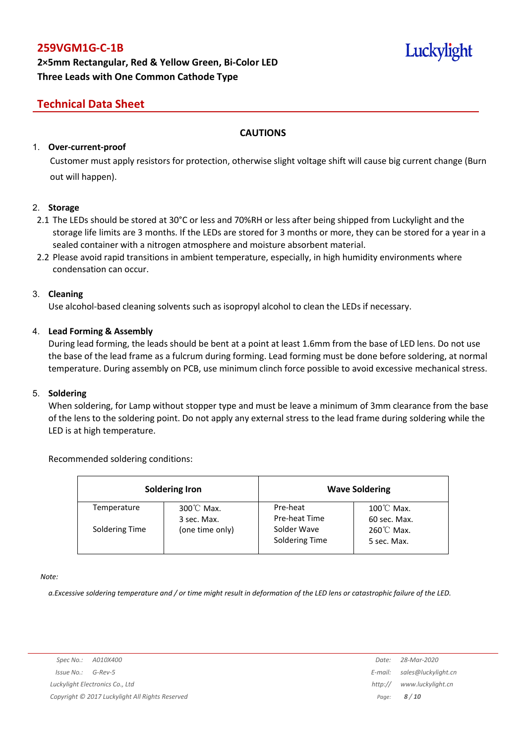## CAUTIONS

1. **Over-current-proof**

   Customer must apply resistors for protection, otherwise slight voltage shift will cause big current change (Burn out will happen).

2. **Storage**

   2.1 The LEDs should be stored at 30°C or less and 70%RH or less after being shipped from Luckylight and the storage life limits are 3 months. If the LEDs are stored for 3 months or more, they can be stored for a year in a sealed container with a nitrogen atmosphere and moisture absorbent material.

   2.2 Please avoid rapid transitions in ambient temperature, especially, in high humidity environments where condensation can occur.

3. **Cleaning**

   Use alcohol-based cleaning solvents such as isopropyl alcohol to clean the LEDs if necessary.

4. **Lead Forming & Assembly**

   During lead forming, the leads should be bent at a point at least 1.6mm from the base of LED lens. Do not use the base of the lead frame as a fulcrum during forming. Lead forming must be done before soldering, at normal temperature. During assembly on PCB, use minimum clinch force possible to avoid excessive mechanical stress.

5. **Soldering**

   When soldering, for Lamp without stopper type and must be leave a minimum of 3mm clearance from the base of the lens to the soldering point. Do not apply any external stress to the lead frame during soldering while the LED is at high temperature.

   Recommended soldering conditions:

| Soldering Iron | | Wave Soldering | |
|---|---|---|---|
| Temperature<br>Soldering Time | 300℃ Max.<br>3 sec. Max.<br>(one time only) | Pre-heat<br>Pre-heat Time<br>Solder Wave<br>Soldering Time | 100℃ Max.<br>60 sec. Max.<br>260℃ Max.<br>5 sec. Max. |

*Note:*

*a.Excessive soldering temperature and / or time might result in deformation of the LED lens or catastrophic failure of the LED.*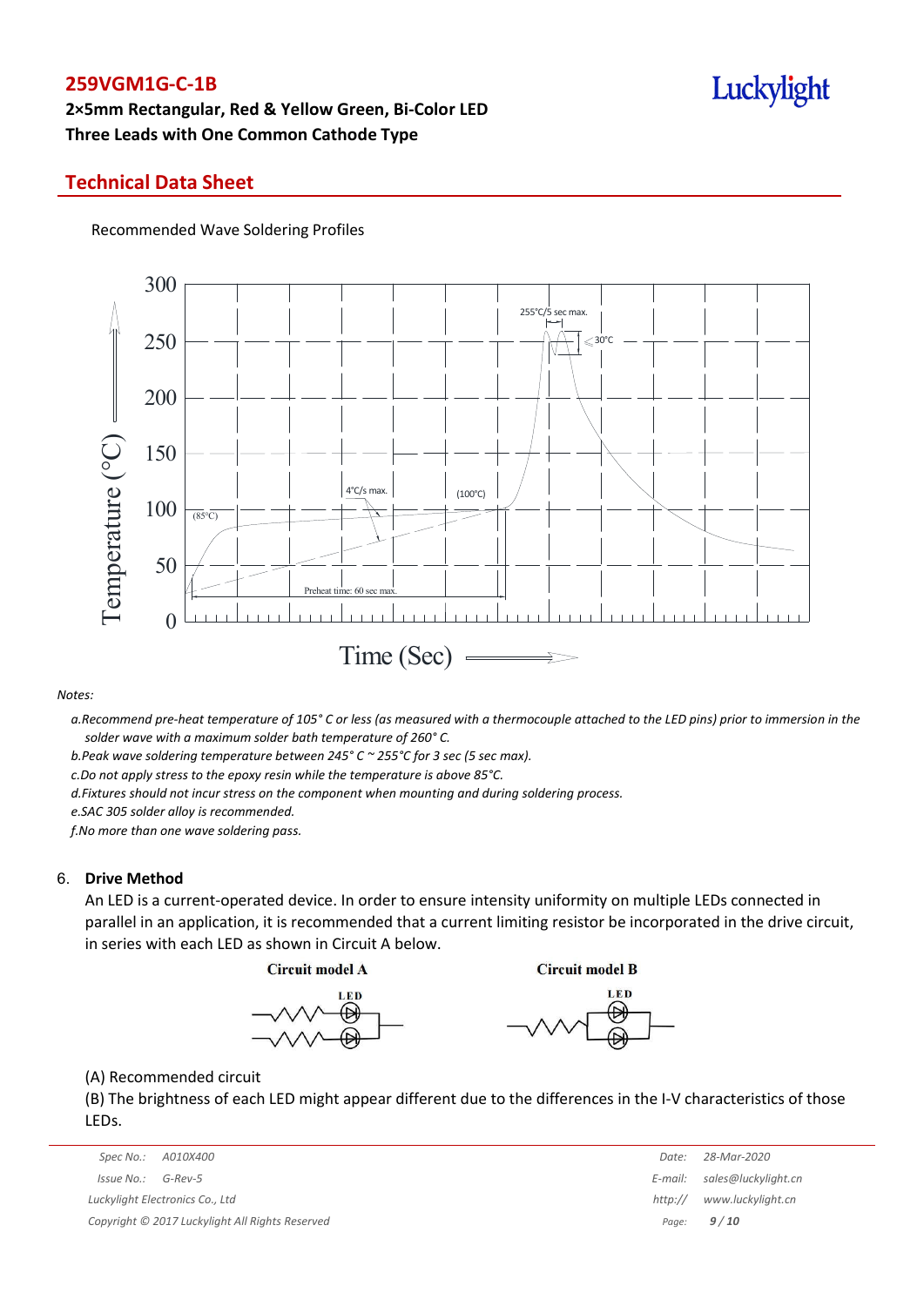Recommended Wave Soldering Profiles

*Notes:*

*a.Recommend pre-heat temperature of 105° C or less (as measured with a thermocouple attached to the LED pins) prior to immersion in the solder wave with a maximum solder bath temperature of 260° C.*

*b.Peak wave soldering temperature between 245° C ~ 255°C for 3 sec (5 sec max).*

*c.Do not apply stress to the epoxy resin while the temperature is above 85°C.*

*d.Fixtures should not incur stress on the component when mounting and during soldering process.*

*e.SAC 305 solder alloy is recommended.*

*f.No more than one wave soldering pass.*

6. **Drive Method**

An LED is a current-operated device. In order to ensure intensity uniformity on multiple LEDs connected in parallel in an application, it is recommended that a current limiting resistor be incorporated in the drive circuit, in series with each LED as shown in Circuit A below.

Circuit model A | Circuit model B

(A) Recommended circuit

(B) The brightness of each LED might appear different due to the differences in the I-V characteristics of those LEDs.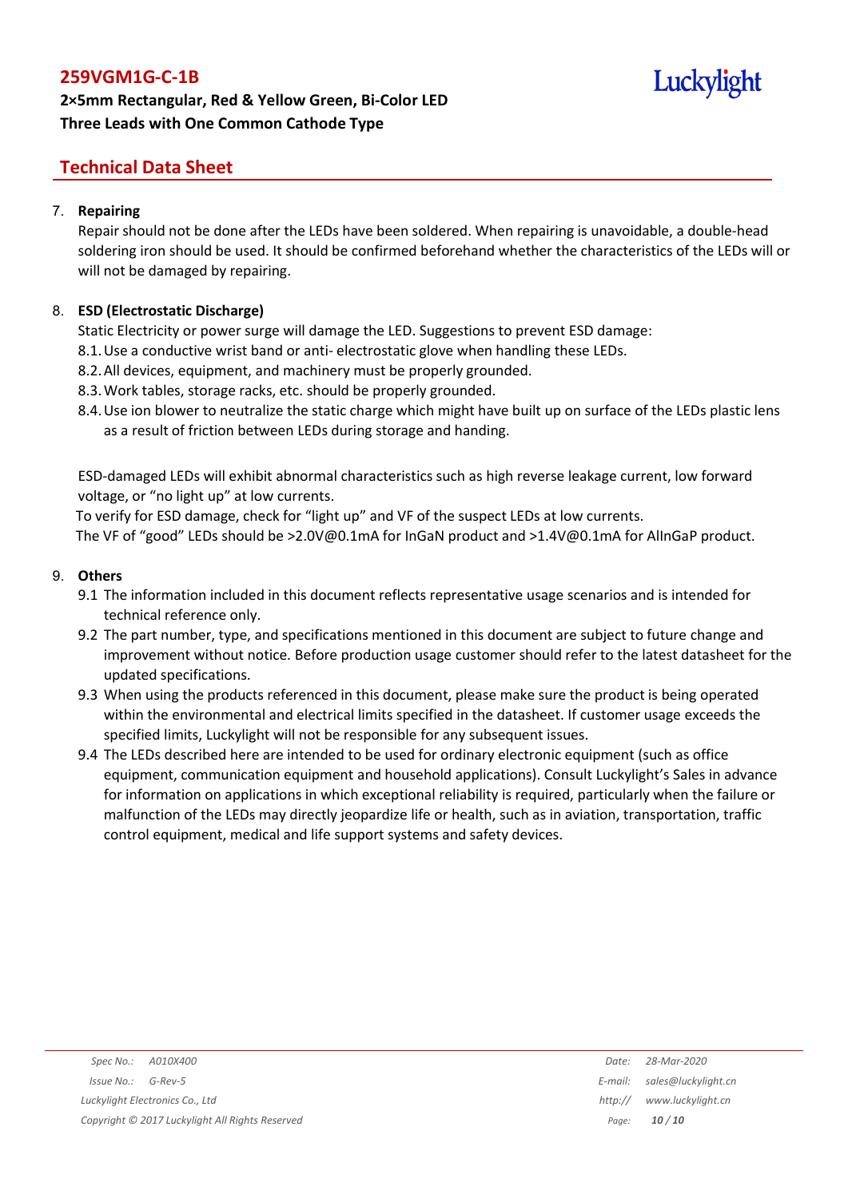7. **Repairing**

   Repair should not be done after the LEDs have been soldered. When repairing is unavoidable, a double-head soldering iron should be used. It should be confirmed beforehand whether the characteristics of the LEDs will or will not be damaged by repairing.

8. **ESD (Electrostatic Discharge)**

   Static Electricity or power surge will damage the LED. Suggestions to prevent ESD damage:

   8.1. Use a conductive wrist band or anti- electrostatic glove when handling these LEDs.

   8.2. All devices, equipment, and machinery must be properly grounded.

   8.3. Work tables, storage racks, etc. should be properly grounded.

   8.4. Use ion blower to neutralize the static charge which might have built up on surface of the LEDs plastic lens as a result of friction between LEDs during storage and handing.

   ESD-damaged LEDs will exhibit abnormal characteristics such as high reverse leakage current, low forward voltage, or "no light up" at low currents.

   To verify for ESD damage, check for "light up" and VF of the suspect LEDs at low currents.

   The VF of "good" LEDs should be >2.0V@0.1mA for InGaN product and >1.4V@0.1mA for AlInGaP product.

9. **Others**

   9.1 The information included in this document reflects representative usage scenarios and is intended for technical reference only.

   9.2 The part number, type, and specifications mentioned in this document are subject to future change and improvement without notice. Before production usage customer should refer to the latest datasheet for the updated specifications.

   9.3 When using the products referenced in this document, please make sure the product is being operated within the environmental and electrical limits specified in the datasheet. If customer usage exceeds the specified limits, Luckylight will not be responsible for any subsequent issues.

   9.4 The LEDs described here are intended to be used for ordinary electronic equipment (such as office equipment, communication equipment and household applications). Consult Luckylight's Sales in advance for information on applications in which exceptional reliability is required, particularly when the failure or malfunction of the LEDs may directly jeopardize life or health, such as in aviation, transportation, traffic control equipment, medical and life support systems and safety devices.